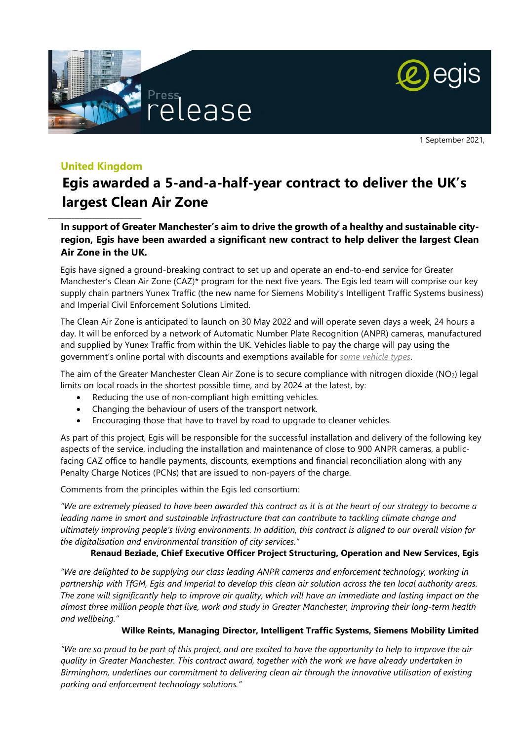Press release

egis

1 September 2021,

**United Kingdom**

# Egis awarded a 5-and-a-half-year contract to deliver the UK's largest Clean Air Zone

**In support of Greater Manchester's aim to drive the growth of a healthy and sustainable city-region, Egis have been awarded a significant new contract to help deliver the largest Clean Air Zone in the UK.**

Egis have signed a ground-breaking contract to set up and operate an end-to-end service for Greater Manchester's Clean Air Zone (CAZ)* program for the next five years. The Egis led team will comprise our key supply chain partners Yunex Traffic (the new name for Siemens Mobility's Intelligent Traffic Systems business) and Imperial Civil Enforcement Solutions Limited.

The Clean Air Zone is anticipated to launch on 30 May 2022 and will operate seven days a week, 24 hours a day. It will be enforced by a network of Automatic Number Plate Recognition (ANPR) cameras, manufactured and supplied by Yunex Traffic from within the UK. Vehicles liable to pay the charge will pay using the government's online portal with discounts and exemptions available for *some vehicle types*.

The aim of the Greater Manchester Clean Air Zone is to secure compliance with nitrogen dioxide ($NO_2$) legal limits on local roads in the shortest possible time, and by 2024 at the latest, by:

- Reducing the use of non-compliant high emitting vehicles.
- Changing the behaviour of users of the transport network.
- Encouraging those that have to travel by road to upgrade to cleaner vehicles.

As part of this project, Egis will be responsible for the successful installation and delivery of the following key aspects of the service, including the installation and maintenance of close to 900 ANPR cameras, a public-facing CAZ office to handle payments, discounts, exemptions and financial reconciliation along with any Penalty Charge Notices (PCNs) that are issued to non-payers of the charge.

Comments from the principles within the Egis led consortium:

*"We are extremely pleased to have been awarded this contract as it is at the heart of our strategy to become a leading name in smart and sustainable infrastructure that can contribute to tackling climate change and ultimately improving people's living environments. In addition, this contract is aligned to our overall vision for the digitalisation and environmental transition of city services."*

**Renaud Beziade, Chief Executive Officer Project Structuring, Operation and New Services, Egis**

*"We are delighted to be supplying our class leading ANPR cameras and enforcement technology, working in partnership with TfGM, Egis and Imperial to develop this clean air solution across the ten local authority areas. The zone will significantly help to improve air quality, which will have an immediate and lasting impact on the almost three million people that live, work and study in Greater Manchester, improving their long-term health and wellbeing."*

**Wilke Reints, Managing Director, Intelligent Traffic Systems, Siemens Mobility Limited**

*"We are so proud to be part of this project, and are excited to have the opportunity to help to improve the air quality in Greater Manchester. This contract award, together with the work we have already undertaken in Birmingham, underlines our commitment to delivering clean air through the innovative utilisation of existing parking and enforcement technology solutions."*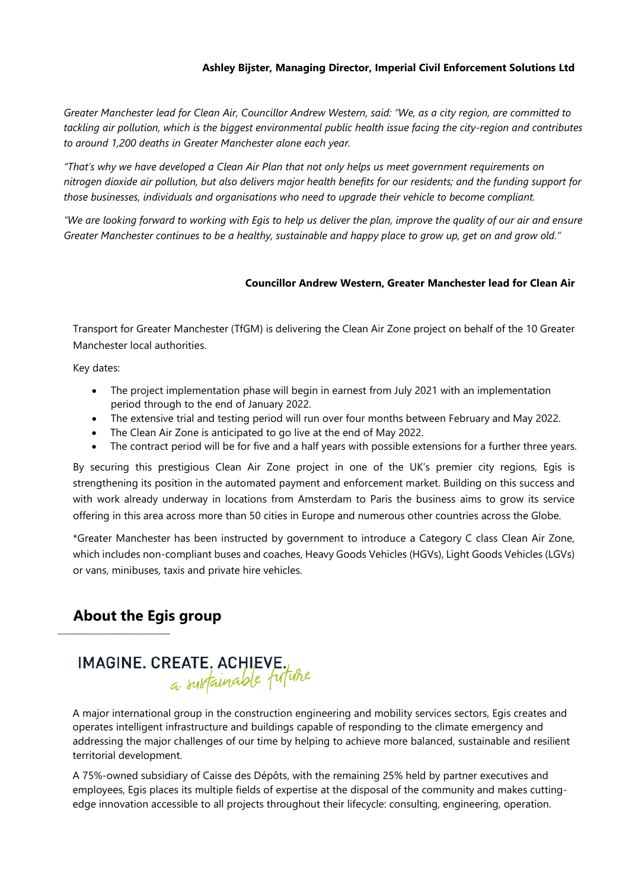**Ashley Bijster, Managing Director, Imperial Civil Enforcement Solutions Ltd**

*Greater Manchester lead for Clean Air, Councillor Andrew Western, said: "We, as a city region, are committed to tackling air pollution, which is the biggest environmental public health issue facing the city-region and contributes to around 1,200 deaths in Greater Manchester alone each year.*

*"That's why we have developed a Clean Air Plan that not only helps us meet government requirements on nitrogen dioxide air pollution, but also delivers major health benefits for our residents; and the funding support for those businesses, individuals and organisations who need to upgrade their vehicle to become compliant.*

*"We are looking forward to working with Egis to help us deliver the plan, improve the quality of our air and ensure Greater Manchester continues to be a healthy, sustainable and happy place to grow up, get on and grow old."*

**Councillor Andrew Western, Greater Manchester lead for Clean Air**

Transport for Greater Manchester (TfGM) is delivering the Clean Air Zone project on behalf of the 10 Greater Manchester local authorities.

Key dates:

- The project implementation phase will begin in earnest from July 2021 with an implementation period through to the end of January 2022.
- The extensive trial and testing period will run over four months between February and May 2022.
- The Clean Air Zone is anticipated to go live at the end of May 2022.
- The contract period will be for five and a half years with possible extensions for a further three years.

By securing this prestigious Clean Air Zone project in one of the UK's premier city regions, Egis is strengthening its position in the automated payment and enforcement market. Building on this success and with work already underway in locations from Amsterdam to Paris the business aims to grow its service offering in this area across more than 50 cities in Europe and numerous other countries across the Globe.

*Greater Manchester has been instructed by government to introduce a Category C class Clean Air Zone, which includes non-compliant buses and coaches, Heavy Goods Vehicles (HGVs), Light Goods Vehicles (LGVs) or vans, minibuses, taxis and private hire vehicles.

## About the Egis group

IMAGINE. CREATE. ACHIEVE. *a sustainable future*

A major international group in the construction engineering and mobility services sectors, Egis creates and operates intelligent infrastructure and buildings capable of responding to the climate emergency and addressing the major challenges of our time by helping to achieve more balanced, sustainable and resilient territorial development.

A 75%-owned subsidiary of Caisse des Dépôts, with the remaining 25% held by partner executives and employees, Egis places its multiple fields of expertise at the disposal of the community and makes cutting-edge innovation accessible to all projects throughout their lifecycle: consulting, engineering, operation.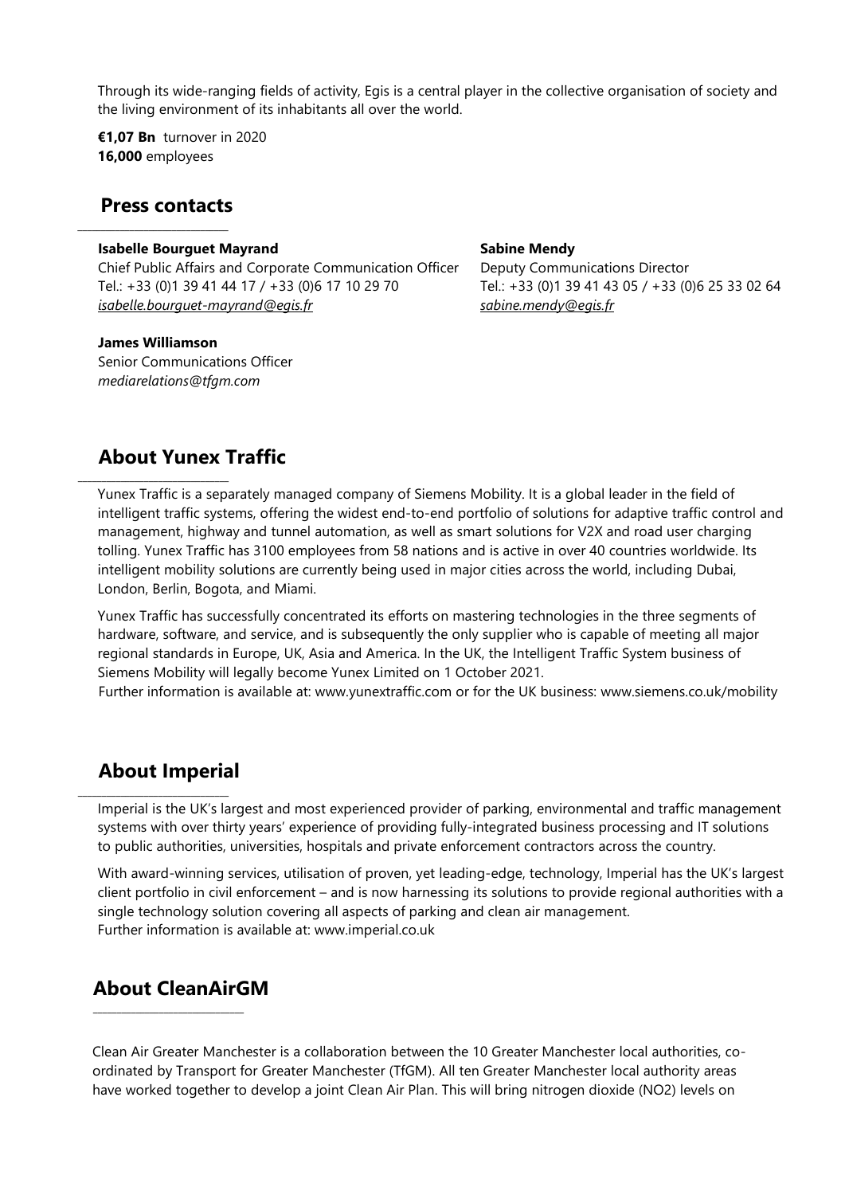Through its wide-ranging fields of activity, Egis is a central player in the collective organisation of society and the living environment of its inhabitants all over the world.

**€1,07 Bn** turnover in 2020
**16,000** employees

## Press contacts

**Isabelle Bourguet Mayrand**
Chief Public Affairs and Corporate Communication Officer
Tel.: +33 (0)1 39 41 44 17 / +33 (0)6 17 10 29 70
*isabelle.bourguet-mayrand@egis.fr*

**Sabine Mendy**
Deputy Communications Director
Tel.: +33 (0)1 39 41 43 05 / +33 (0)6 25 33 02 64
*sabine.mendy@egis.fr*

**James Williamson**
Senior Communications Officer
*mediarelations@tfgm.com*

## About Yunex Traffic

Yunex Traffic is a separately managed company of Siemens Mobility. It is a global leader in the field of intelligent traffic systems, offering the widest end-to-end portfolio of solutions for adaptive traffic control and management, highway and tunnel automation, as well as smart solutions for V2X and road user charging tolling. Yunex Traffic has 3100 employees from 58 nations and is active in over 40 countries worldwide. Its intelligent mobility solutions are currently being used in major cities across the world, including Dubai, London, Berlin, Bogota, and Miami.

Yunex Traffic has successfully concentrated its efforts on mastering technologies in the three segments of hardware, software, and service, and is subsequently the only supplier who is capable of meeting all major regional standards in Europe, UK, Asia and America. In the UK, the Intelligent Traffic System business of Siemens Mobility will legally become Yunex Limited on 1 October 2021.
Further information is available at: www.yunextraffic.com or for the UK business: www.siemens.co.uk/mobility

## About Imperial

Imperial is the UK's largest and most experienced provider of parking, environmental and traffic management systems with over thirty years' experience of providing fully-integrated business processing and IT solutions to public authorities, universities, hospitals and private enforcement contractors across the country.

With award-winning services, utilisation of proven, yet leading-edge, technology, Imperial has the UK's largest client portfolio in civil enforcement – and is now harnessing its solutions to provide regional authorities with a single technology solution covering all aspects of parking and clean air management.
Further information is available at: www.imperial.co.uk

## About CleanAirGM

Clean Air Greater Manchester is a collaboration between the 10 Greater Manchester local authorities, co-ordinated by Transport for Greater Manchester (TfGM). All ten Greater Manchester local authority areas have worked together to develop a joint Clean Air Plan. This will bring nitrogen dioxide ($NO_2$) levels on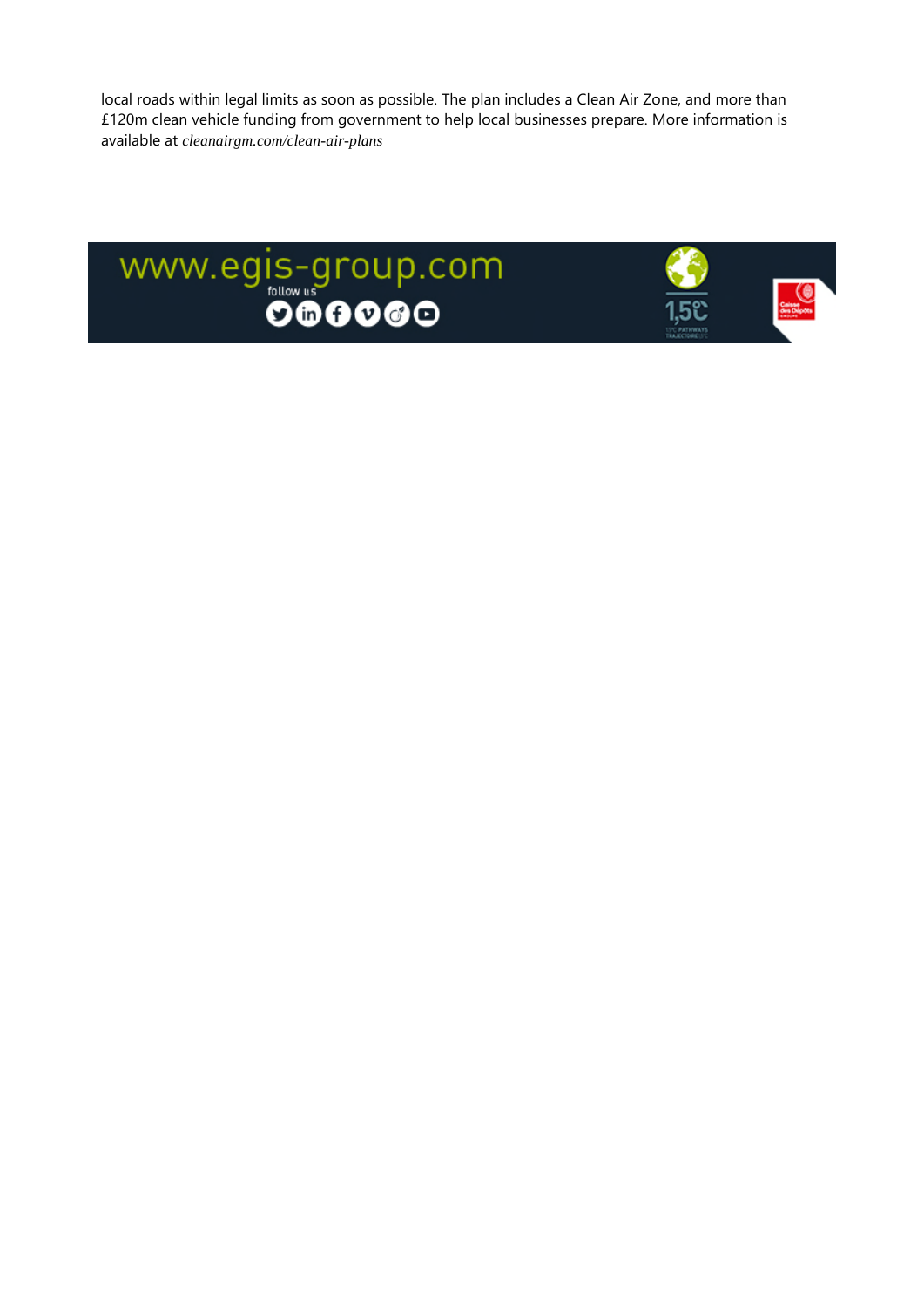local roads within legal limits as soon as possible. The plan includes a Clean Air Zone, and more than £120m clean vehicle funding from government to help local businesses prepare. More information is available at *cleanairgm.com/clean-air-plans*

www.egis-group.com

follow us